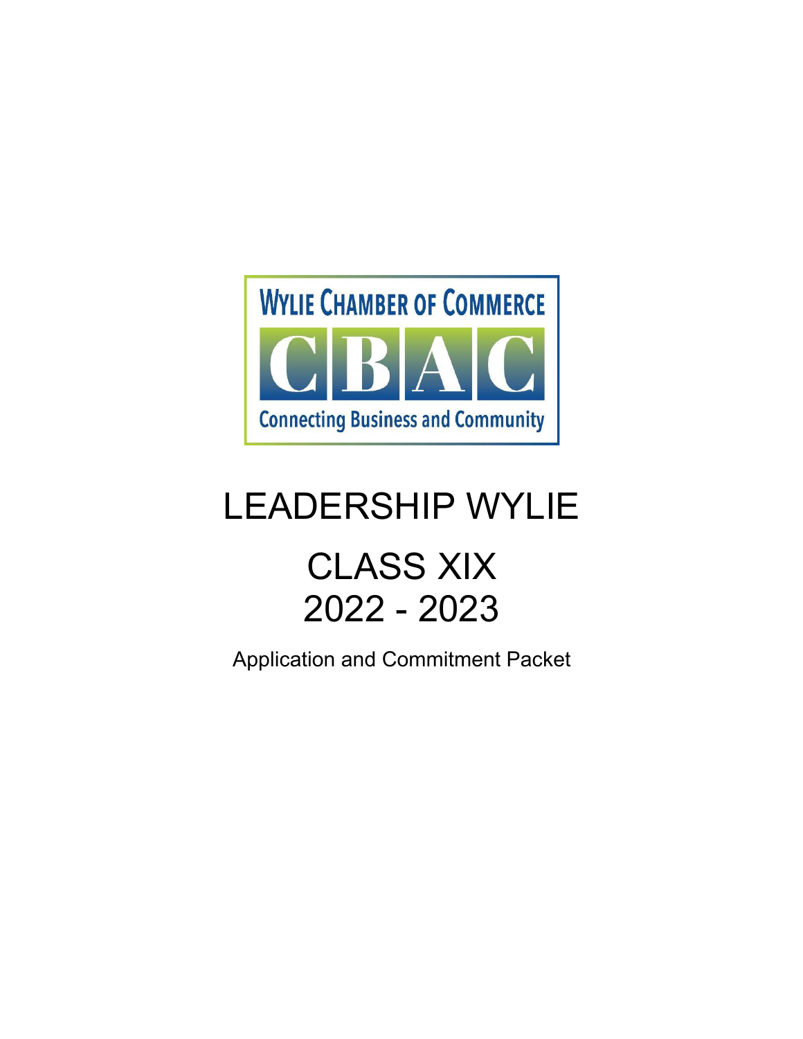WYLIE CHAMBER OF COMMERCE

CBAC

Connecting Business and Community

# LEADERSHIP WYLIE

## CLASS XIX
## 2022 - 2023

Application and Commitment Packet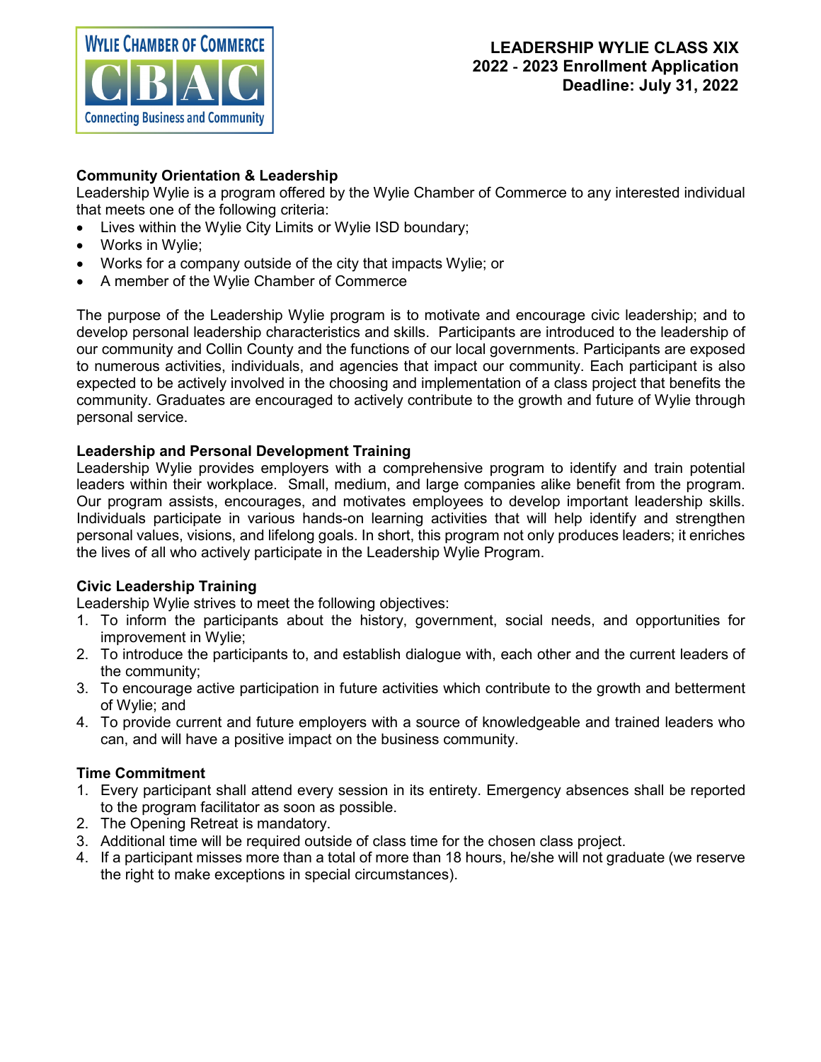**Wylie Chamber of Commerce**
**CBAC**
**Connecting Business and Community**

**LEADERSHIP WYLIE CLASS XIX**
**2022 - 2023 Enrollment Application**
**Deadline: July 31, 2022**

## Community Orientation & Leadership

Leadership Wylie is a program offered by the Wylie Chamber of Commerce to any interested individual that meets one of the following criteria:

- Lives within the Wylie City Limits or Wylie ISD boundary;
- Works in Wylie;
- Works for a company outside of the city that impacts Wylie; or
- A member of the Wylie Chamber of Commerce

The purpose of the Leadership Wylie program is to motivate and encourage civic leadership; and to develop personal leadership characteristics and skills. Participants are introduced to the leadership of our community and Collin County and the functions of our local governments. Participants are exposed to numerous activities, individuals, and agencies that impact our community. Each participant is also expected to be actively involved in the choosing and implementation of a class project that benefits the community. Graduates are encouraged to actively contribute to the growth and future of Wylie through personal service.

## Leadership and Personal Development Training

Leadership Wylie provides employers with a comprehensive program to identify and train potential leaders within their workplace. Small, medium, and large companies alike benefit from the program. Our program assists, encourages, and motivates employees to develop important leadership skills. Individuals participate in various hands-on learning activities that will help identify and strengthen personal values, visions, and lifelong goals. In short, this program not only produces leaders; it enriches the lives of all who actively participate in the Leadership Wylie Program.

## Civic Leadership Training

Leadership Wylie strives to meet the following objectives:

1. To inform the participants about the history, government, social needs, and opportunities for improvement in Wylie;
2. To introduce the participants to, and establish dialogue with, each other and the current leaders of the community;
3. To encourage active participation in future activities which contribute to the growth and betterment of Wylie; and
4. To provide current and future employers with a source of knowledgeable and trained leaders who can, and will have a positive impact on the business community.

## Time Commitment

1. Every participant shall attend every session in its entirety. Emergency absences shall be reported to the program facilitator as soon as possible.
2. The Opening Retreat is mandatory.
3. Additional time will be required outside of class time for the chosen class project.
4. If a participant misses more than a total of more than 18 hours, he/she will not graduate (we reserve the right to make exceptions in special circumstances).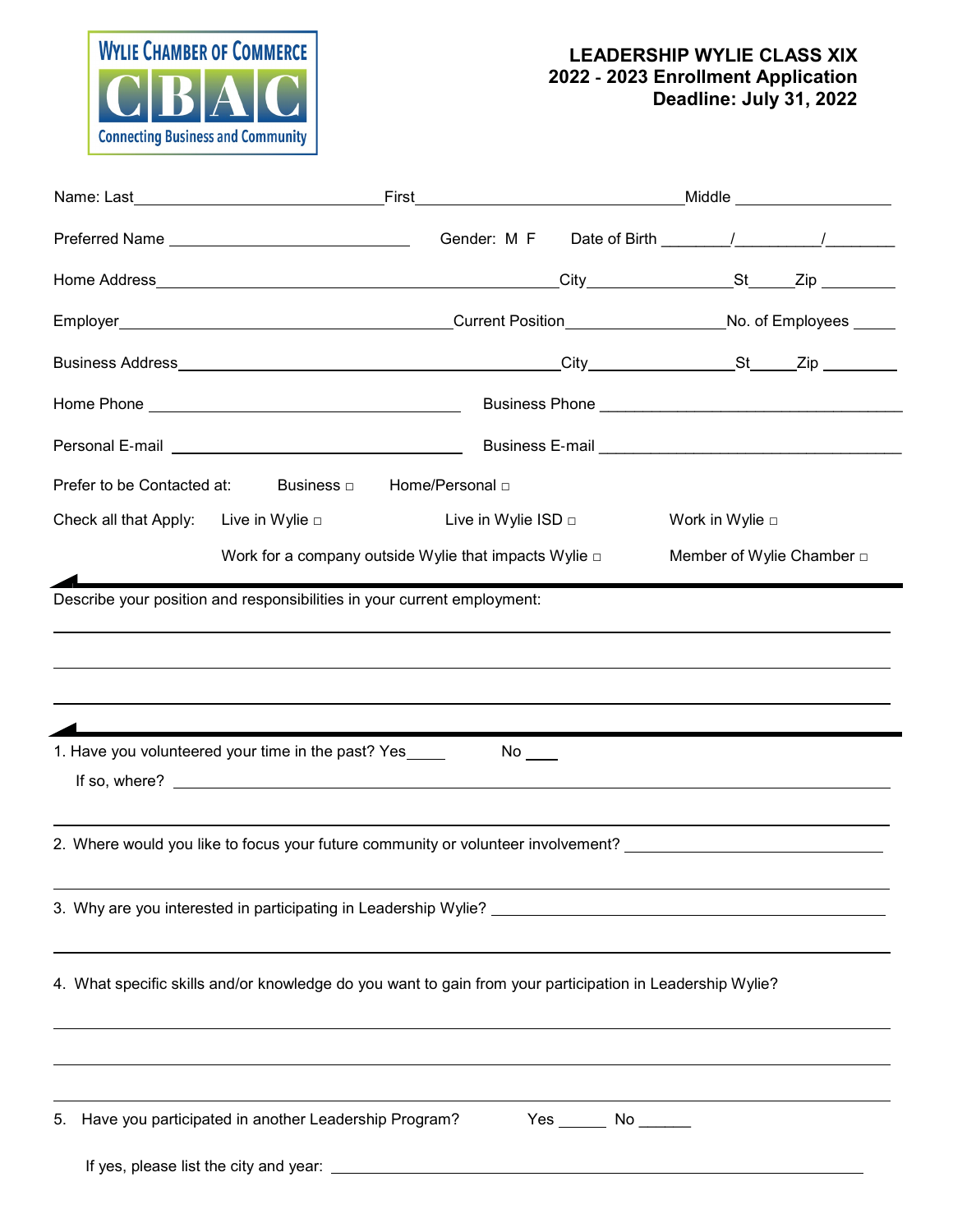Wylie Chamber of Commerce
CBAC
Connecting Business and Community

**LEADERSHIP WYLIE CLASS XIX**
**2022 - 2023 Enrollment Application**
**Deadline: July 31, 2022**

Name: Last_______________________ First_______________________ Middle _______________

Preferred Name _______________________ Gender: M F Date of Birth ________/__________/________

Home Address_______________________________________ City_______________ St_____ Zip _________

Employer________________________________ Current Position_______________ No. of Employees _____

Business Address_____________________________________ City_______________ St_____ Zip _________

Home Phone _____________________________ Business Phone _____________________________

Personal E-mail _____________________________ Business E-mail _____________________________

Prefer to be Contacted at: Business ☐ Home/Personal ☐

Check all that Apply: Live in Wylie ☐ Live in Wylie ISD ☐ Work in Wylie ☐

Work for a company outside Wylie that impacts Wylie ☐ Member of Wylie Chamber ☐

---

Describe your position and responsibilities in your current employment:

_______________________________________________________________________________

_______________________________________________________________________________

_______________________________________________________________________________

---

1. Have you volunteered your time in the past? Yes_____ No ____

   If so, where? ___________________________________________________________________

_______________________________________________________________________________

2. Where would you like to focus your future community or volunteer involvement? _______________________

_______________________________________________________________________________

3. Why are you interested in participating in Leadership Wylie? ___________________________________

_______________________________________________________________________________

4. What specific skills and/or knowledge do you want to gain from your participation in Leadership Wylie?

_______________________________________________________________________________

_______________________________________________________________________________

_______________________________________________________________________________

5. Have you participated in another Leadership Program? Yes ______ No ______

   If yes, please list the city and year: ___________________________________________________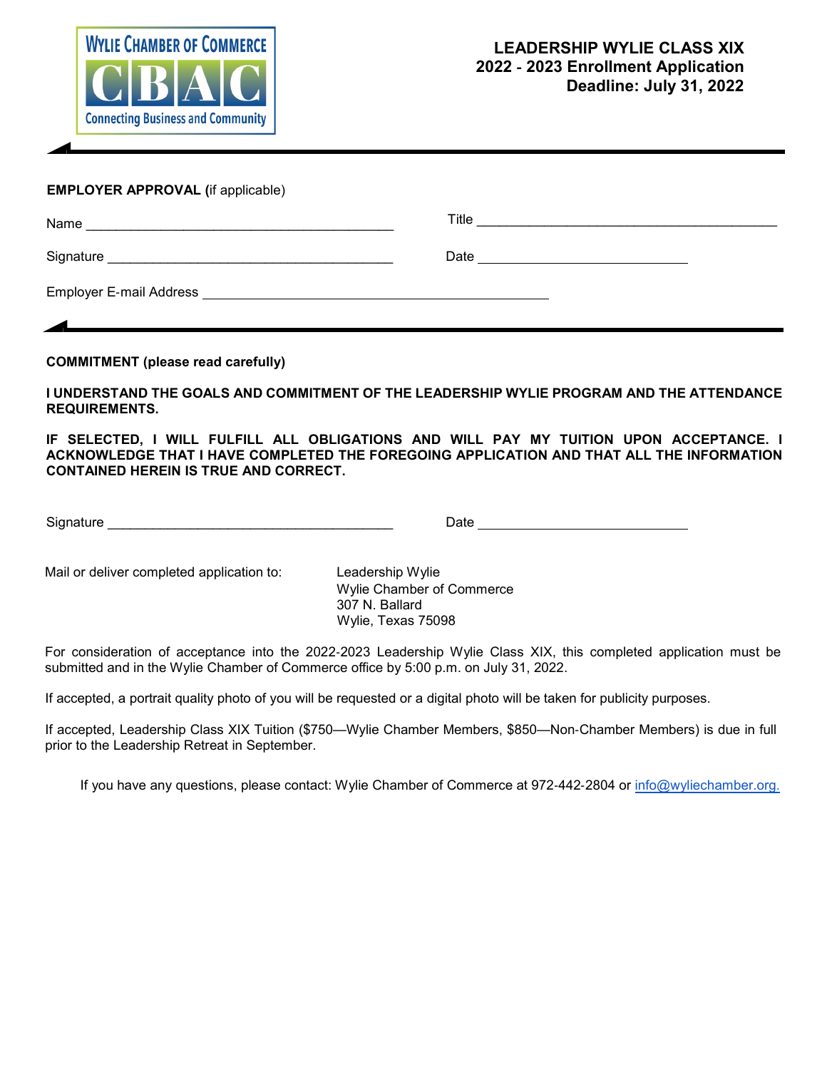**LEADERSHIP WYLIE CLASS XIX**
**2022 - 2023 Enrollment Application**
**Deadline: July 31, 2022**

---

**EMPLOYER APPROVAL (**if applicable)

Name ________________________________________ Title ________________________________________

Signature ____________________________________ Date ____________________________

Employer E-mail Address ______________________________________________

---

**COMMITMENT (please read carefully)**

**I UNDERSTAND THE GOALS AND COMMITMENT OF THE LEADERSHIP WYLIE PROGRAM AND THE ATTENDANCE REQUIREMENTS.**

**IF SELECTED, I WILL FULFILL ALL OBLIGATIONS AND WILL PAY MY TUITION UPON ACCEPTANCE. I ACKNOWLEDGE THAT I HAVE COMPLETED THE FOREGOING APPLICATION AND THAT ALL THE INFORMATION CONTAINED HEREIN IS TRUE AND CORRECT.**

Signature ____________________________________ Date ____________________________

Mail or deliver completed application to:

Leadership Wylie
Wylie Chamber of Commerce
307 N. Ballard
Wylie, Texas 75098

For consideration of acceptance into the 2022-2023 Leadership Wylie Class XIX, this completed application must be submitted and in the Wylie Chamber of Commerce office by 5:00 p.m. on July 31, 2022.

If accepted, a portrait quality photo of you will be requested or a digital photo will be taken for publicity purposes.

If accepted, Leadership Class XIX Tuition ($750—Wylie Chamber Members, $850—Non-Chamber Members) is due in full prior to the Leadership Retreat in September.

If you have any questions, please contact: Wylie Chamber of Commerce at 972-442-2804 or info@wyliechamber.org.